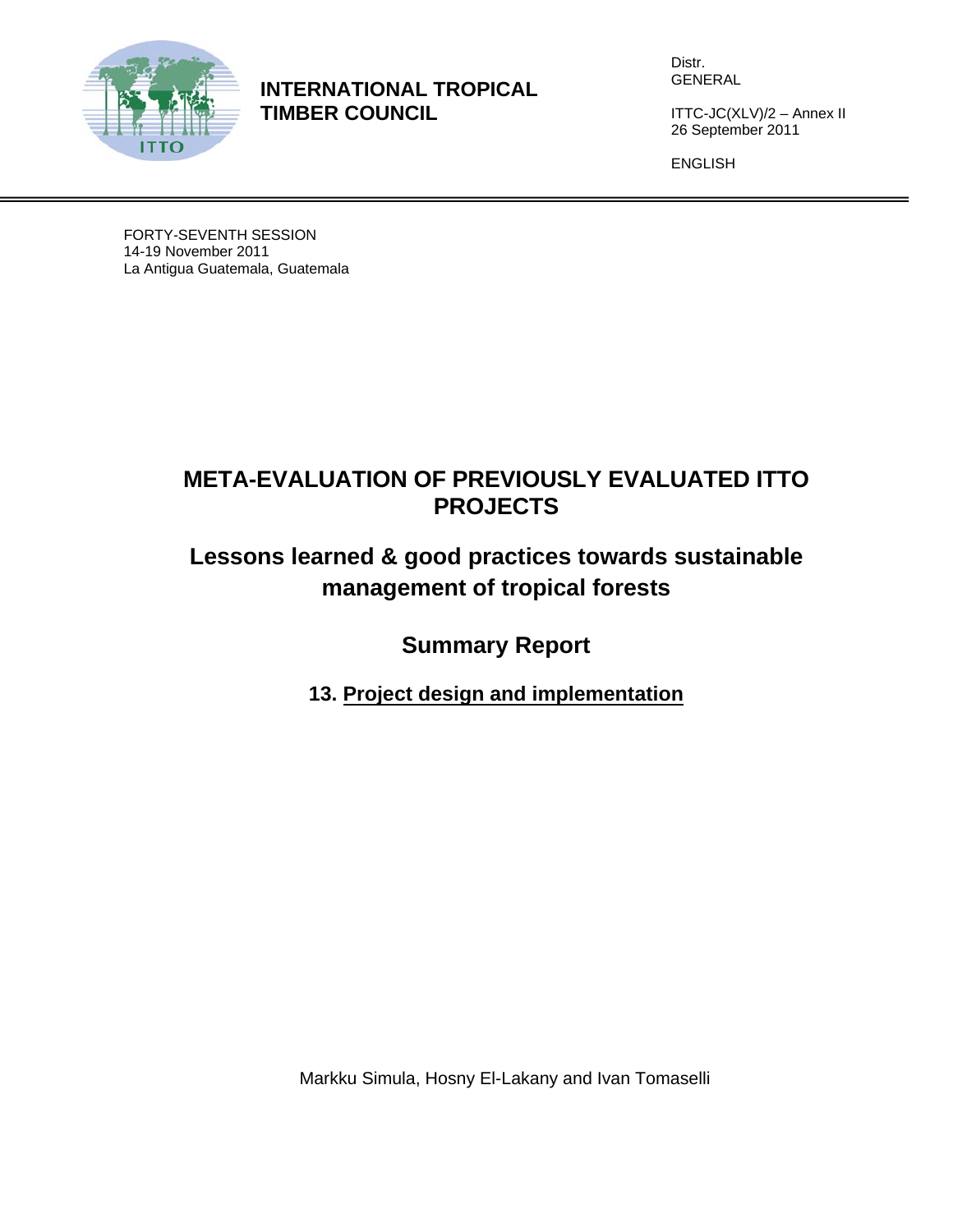**INTERNATIONAL TROPICAL TIMBER COUNCIL**

Distr.
GENERAL

ITTC-JC(XLV)/2 – Annex II
26 September 2011

ENGLISH

FORTY-SEVENTH SESSION
14-19 November 2011
La Antigua Guatemala, Guatemala

# META-EVALUATION OF PREVIOUSLY EVALUATED ITTO PROJECTS

## Lessons learned & good practices towards sustainable management of tropical forests

## Summary Report

### 13. Project design and implementation

Markku Simula, Hosny El-Lakany and Ivan Tomaselli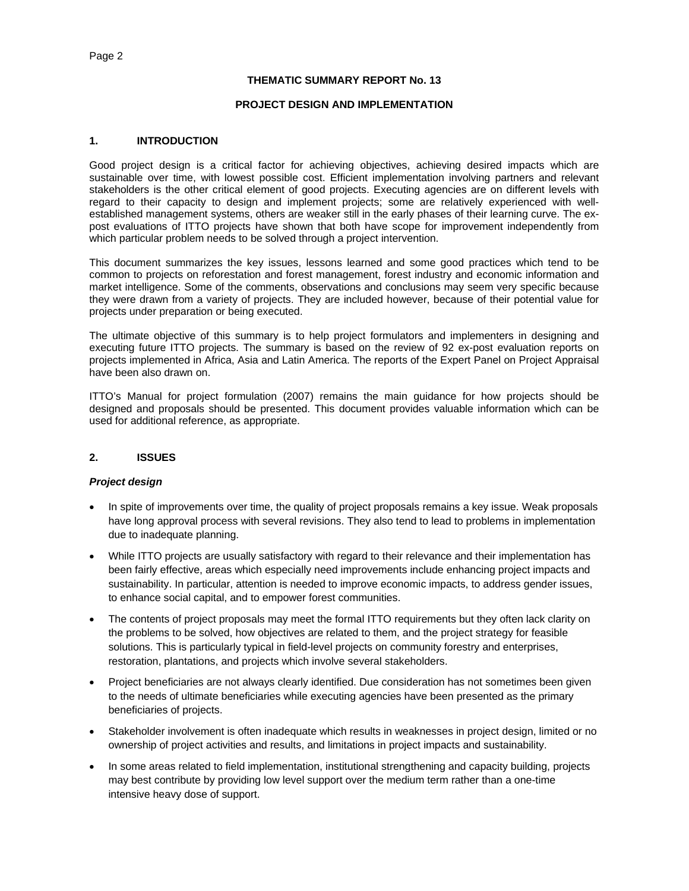**THEMATIC SUMMARY REPORT No. 13**

**PROJECT DESIGN AND IMPLEMENTATION**

## 1. INTRODUCTION

Good project design is a critical factor for achieving objectives, achieving desired impacts which are sustainable over time, with lowest possible cost. Efficient implementation involving partners and relevant stakeholders is the other critical element of good projects. Executing agencies are on different levels with regard to their capacity to design and implement projects; some are relatively experienced with well-established management systems, others are weaker still in the early phases of their learning curve. The ex-post evaluations of ITTO projects have shown that both have scope for improvement independently from which particular problem needs to be solved through a project intervention.

This document summarizes the key issues, lessons learned and some good practices which tend to be common to projects on reforestation and forest management, forest industry and economic information and market intelligence. Some of the comments, observations and conclusions may seem very specific because they were drawn from a variety of projects. They are included however, because of their potential value for projects under preparation or being executed.

The ultimate objective of this summary is to help project formulators and implementers in designing and executing future ITTO projects. The summary is based on the review of 92 ex-post evaluation reports on projects implemented in Africa, Asia and Latin America. The reports of the Expert Panel on Project Appraisal have been also drawn on.

ITTO's Manual for project formulation (2007) remains the main guidance for how projects should be designed and proposals should be presented. This document provides valuable information which can be used for additional reference, as appropriate.

## 2. ISSUES

***Project design***

- In spite of improvements over time, the quality of project proposals remains a key issue. Weak proposals have long approval process with several revisions. They also tend to lead to problems in implementation due to inadequate planning.
- While ITTO projects are usually satisfactory with regard to their relevance and their implementation has been fairly effective, areas which especially need improvements include enhancing project impacts and sustainability. In particular, attention is needed to improve economic impacts, to address gender issues, to enhance social capital, and to empower forest communities.
- The contents of project proposals may meet the formal ITTO requirements but they often lack clarity on the problems to be solved, how objectives are related to them, and the project strategy for feasible solutions. This is particularly typical in field-level projects on community forestry and enterprises, restoration, plantations, and projects which involve several stakeholders.
- Project beneficiaries are not always clearly identified. Due consideration has not sometimes been given to the needs of ultimate beneficiaries while executing agencies have been presented as the primary beneficiaries of projects.
- Stakeholder involvement is often inadequate which results in weaknesses in project design, limited or no ownership of project activities and results, and limitations in project impacts and sustainability.
- In some areas related to field implementation, institutional strengthening and capacity building, projects may best contribute by providing low level support over the medium term rather than a one-time intensive heavy dose of support.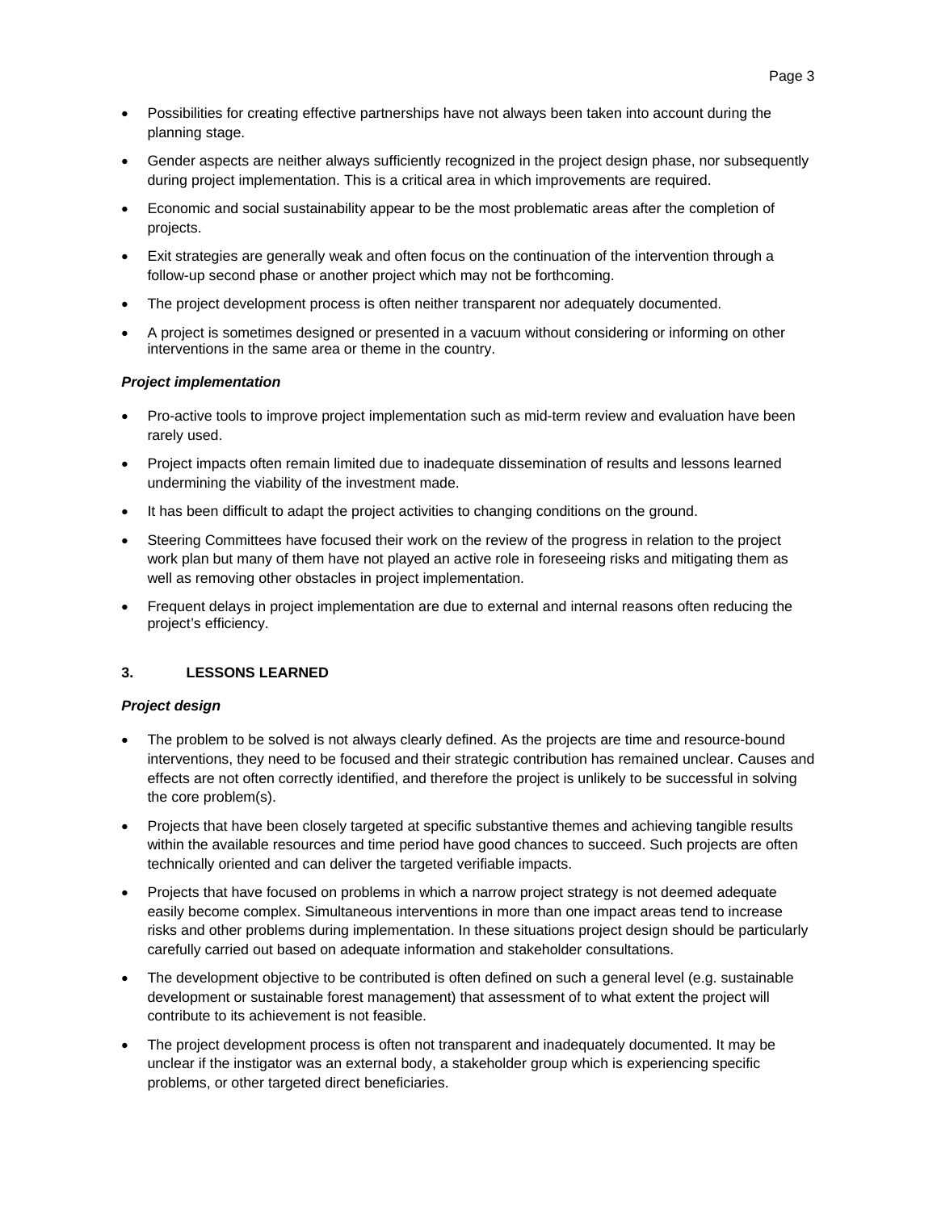- Possibilities for creating effective partnerships have not always been taken into account during the planning stage.
- Gender aspects are neither always sufficiently recognized in the project design phase, nor subsequently during project implementation. This is a critical area in which improvements are required.
- Economic and social sustainability appear to be the most problematic areas after the completion of projects.
- Exit strategies are generally weak and often focus on the continuation of the intervention through a follow-up second phase or another project which may not be forthcoming.
- The project development process is often neither transparent nor adequately documented.
- A project is sometimes designed or presented in a vacuum without considering or informing on other interventions in the same area or theme in the country.

***Project implementation***

- Pro-active tools to improve project implementation such as mid-term review and evaluation have been rarely used.
- Project impacts often remain limited due to inadequate dissemination of results and lessons learned undermining the viability of the investment made.
- It has been difficult to adapt the project activities to changing conditions on the ground.
- Steering Committees have focused their work on the review of the progress in relation to the project work plan but many of them have not played an active role in foreseeing risks and mitigating them as well as removing other obstacles in project implementation.
- Frequent delays in project implementation are due to external and internal reasons often reducing the project's efficiency.

## 3. LESSONS LEARNED

***Project design***

- The problem to be solved is not always clearly defined. As the projects are time and resource-bound interventions, they need to be focused and their strategic contribution has remained unclear. Causes and effects are not often correctly identified, and therefore the project is unlikely to be successful in solving the core problem(s).
- Projects that have been closely targeted at specific substantive themes and achieving tangible results within the available resources and time period have good chances to succeed. Such projects are often technically oriented and can deliver the targeted verifiable impacts.
- Projects that have focused on problems in which a narrow project strategy is not deemed adequate easily become complex. Simultaneous interventions in more than one impact areas tend to increase risks and other problems during implementation. In these situations project design should be particularly carefully carried out based on adequate information and stakeholder consultations.
- The development objective to be contributed is often defined on such a general level (e.g. sustainable development or sustainable forest management) that assessment of to what extent the project will contribute to its achievement is not feasible.
- The project development process is often not transparent and inadequately documented. It may be unclear if the instigator was an external body, a stakeholder group which is experiencing specific problems, or other targeted direct beneficiaries.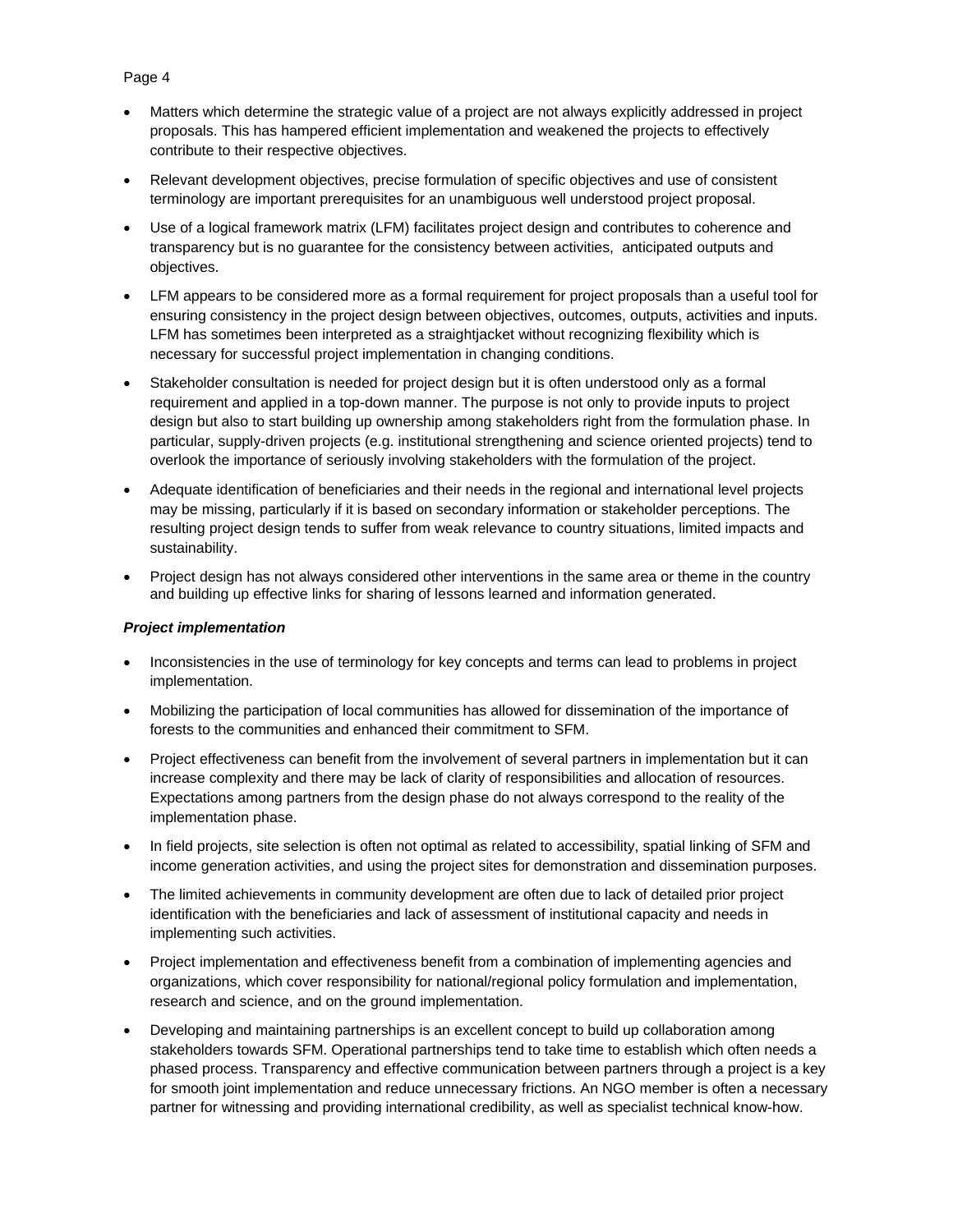- Matters which determine the strategic value of a project are not always explicitly addressed in project proposals. This has hampered efficient implementation and weakened the projects to effectively contribute to their respective objectives.
- Relevant development objectives, precise formulation of specific objectives and use of consistent terminology are important prerequisites for an unambiguous well understood project proposal.
- Use of a logical framework matrix (LFM) facilitates project design and contributes to coherence and transparency but is no guarantee for the consistency between activities, anticipated outputs and objectives.
- LFM appears to be considered more as a formal requirement for project proposals than a useful tool for ensuring consistency in the project design between objectives, outcomes, outputs, activities and inputs. LFM has sometimes been interpreted as a straightjacket without recognizing flexibility which is necessary for successful project implementation in changing conditions.
- Stakeholder consultation is needed for project design but it is often understood only as a formal requirement and applied in a top-down manner. The purpose is not only to provide inputs to project design but also to start building up ownership among stakeholders right from the formulation phase. In particular, supply-driven projects (e.g. institutional strengthening and science oriented projects) tend to overlook the importance of seriously involving stakeholders with the formulation of the project.
- Adequate identification of beneficiaries and their needs in the regional and international level projects may be missing, particularly if it is based on secondary information or stakeholder perceptions. The resulting project design tends to suffer from weak relevance to country situations, limited impacts and sustainability.
- Project design has not always considered other interventions in the same area or theme in the country and building up effective links for sharing of lessons learned and information generated.

***Project implementation***

- Inconsistencies in the use of terminology for key concepts and terms can lead to problems in project implementation.
- Mobilizing the participation of local communities has allowed for dissemination of the importance of forests to the communities and enhanced their commitment to SFM.
- Project effectiveness can benefit from the involvement of several partners in implementation but it can increase complexity and there may be lack of clarity of responsibilities and allocation of resources. Expectations among partners from the design phase do not always correspond to the reality of the implementation phase.
- In field projects, site selection is often not optimal as related to accessibility, spatial linking of SFM and income generation activities, and using the project sites for demonstration and dissemination purposes.
- The limited achievements in community development are often due to lack of detailed prior project identification with the beneficiaries and lack of assessment of institutional capacity and needs in implementing such activities.
- Project implementation and effectiveness benefit from a combination of implementing agencies and organizations, which cover responsibility for national/regional policy formulation and implementation, research and science, and on the ground implementation.
- Developing and maintaining partnerships is an excellent concept to build up collaboration among stakeholders towards SFM. Operational partnerships tend to take time to establish which often needs a phased process. Transparency and effective communication between partners through a project is a key for smooth joint implementation and reduce unnecessary frictions. An NGO member is often a necessary partner for witnessing and providing international credibility, as well as specialist technical know-how.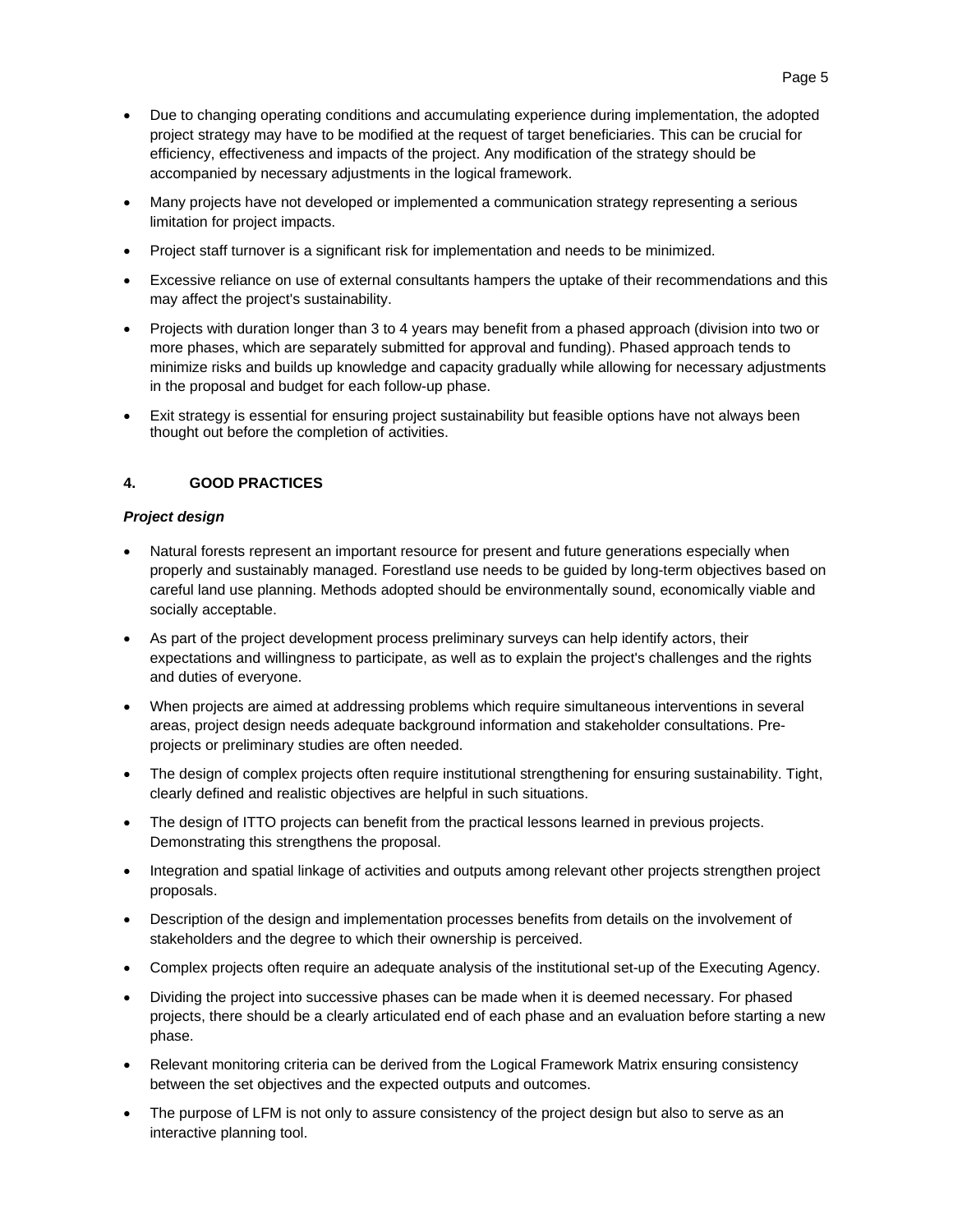- Due to changing operating conditions and accumulating experience during implementation, the adopted project strategy may have to be modified at the request of target beneficiaries. This can be crucial for efficiency, effectiveness and impacts of the project. Any modification of the strategy should be accompanied by necessary adjustments in the logical framework.
- Many projects have not developed or implemented a communication strategy representing a serious limitation for project impacts.
- Project staff turnover is a significant risk for implementation and needs to be minimized.
- Excessive reliance on use of external consultants hampers the uptake of their recommendations and this may affect the project's sustainability.
- Projects with duration longer than 3 to 4 years may benefit from a phased approach (division into two or more phases, which are separately submitted for approval and funding). Phased approach tends to minimize risks and builds up knowledge and capacity gradually while allowing for necessary adjustments in the proposal and budget for each follow-up phase.
- Exit strategy is essential for ensuring project sustainability but feasible options have not always been thought out before the completion of activities.

## 4. GOOD PRACTICES

***Project design***

- Natural forests represent an important resource for present and future generations especially when properly and sustainably managed. Forestland use needs to be guided by long-term objectives based on careful land use planning. Methods adopted should be environmentally sound, economically viable and socially acceptable.
- As part of the project development process preliminary surveys can help identify actors, their expectations and willingness to participate, as well as to explain the project's challenges and the rights and duties of everyone.
- When projects are aimed at addressing problems which require simultaneous interventions in several areas, project design needs adequate background information and stakeholder consultations. Pre-projects or preliminary studies are often needed.
- The design of complex projects often require institutional strengthening for ensuring sustainability. Tight, clearly defined and realistic objectives are helpful in such situations.
- The design of ITTO projects can benefit from the practical lessons learned in previous projects. Demonstrating this strengthens the proposal.
- Integration and spatial linkage of activities and outputs among relevant other projects strengthen project proposals.
- Description of the design and implementation processes benefits from details on the involvement of stakeholders and the degree to which their ownership is perceived.
- Complex projects often require an adequate analysis of the institutional set-up of the Executing Agency.
- Dividing the project into successive phases can be made when it is deemed necessary. For phased projects, there should be a clearly articulated end of each phase and an evaluation before starting a new phase.
- Relevant monitoring criteria can be derived from the Logical Framework Matrix ensuring consistency between the set objectives and the expected outputs and outcomes.
- The purpose of LFM is not only to assure consistency of the project design but also to serve as an interactive planning tool.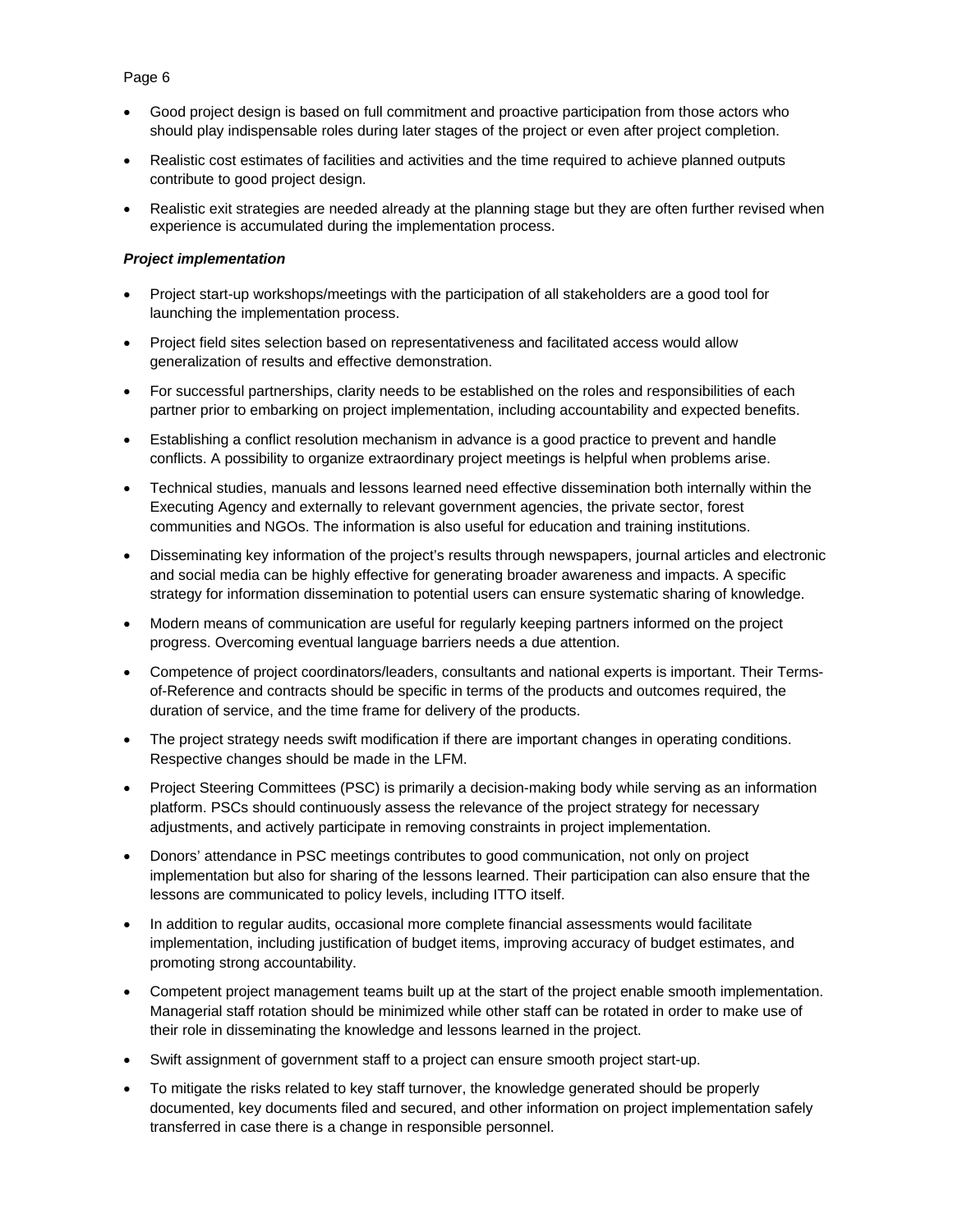- Good project design is based on full commitment and proactive participation from those actors who should play indispensable roles during later stages of the project or even after project completion.
- Realistic cost estimates of facilities and activities and the time required to achieve planned outputs contribute to good project design.
- Realistic exit strategies are needed already at the planning stage but they are often further revised when experience is accumulated during the implementation process.

***Project implementation***

- Project start-up workshops/meetings with the participation of all stakeholders are a good tool for launching the implementation process.
- Project field sites selection based on representativeness and facilitated access would allow generalization of results and effective demonstration.
- For successful partnerships, clarity needs to be established on the roles and responsibilities of each partner prior to embarking on project implementation, including accountability and expected benefits.
- Establishing a conflict resolution mechanism in advance is a good practice to prevent and handle conflicts. A possibility to organize extraordinary project meetings is helpful when problems arise.
- Technical studies, manuals and lessons learned need effective dissemination both internally within the Executing Agency and externally to relevant government agencies, the private sector, forest communities and NGOs. The information is also useful for education and training institutions.
- Disseminating key information of the project's results through newspapers, journal articles and electronic and social media can be highly effective for generating broader awareness and impacts. A specific strategy for information dissemination to potential users can ensure systematic sharing of knowledge.
- Modern means of communication are useful for regularly keeping partners informed on the project progress. Overcoming eventual language barriers needs a due attention.
- Competence of project coordinators/leaders, consultants and national experts is important. Their Terms-of-Reference and contracts should be specific in terms of the products and outcomes required, the duration of service, and the time frame for delivery of the products.
- The project strategy needs swift modification if there are important changes in operating conditions. Respective changes should be made in the LFM.
- Project Steering Committees (PSC) is primarily a decision-making body while serving as an information platform. PSCs should continuously assess the relevance of the project strategy for necessary adjustments, and actively participate in removing constraints in project implementation.
- Donors' attendance in PSC meetings contributes to good communication, not only on project implementation but also for sharing of the lessons learned. Their participation can also ensure that the lessons are communicated to policy levels, including ITTO itself.
- In addition to regular audits, occasional more complete financial assessments would facilitate implementation, including justification of budget items, improving accuracy of budget estimates, and promoting strong accountability.
- Competent project management teams built up at the start of the project enable smooth implementation. Managerial staff rotation should be minimized while other staff can be rotated in order to make use of their role in disseminating the knowledge and lessons learned in the project.
- Swift assignment of government staff to a project can ensure smooth project start-up.
- To mitigate the risks related to key staff turnover, the knowledge generated should be properly documented, key documents filed and secured, and other information on project implementation safely transferred in case there is a change in responsible personnel.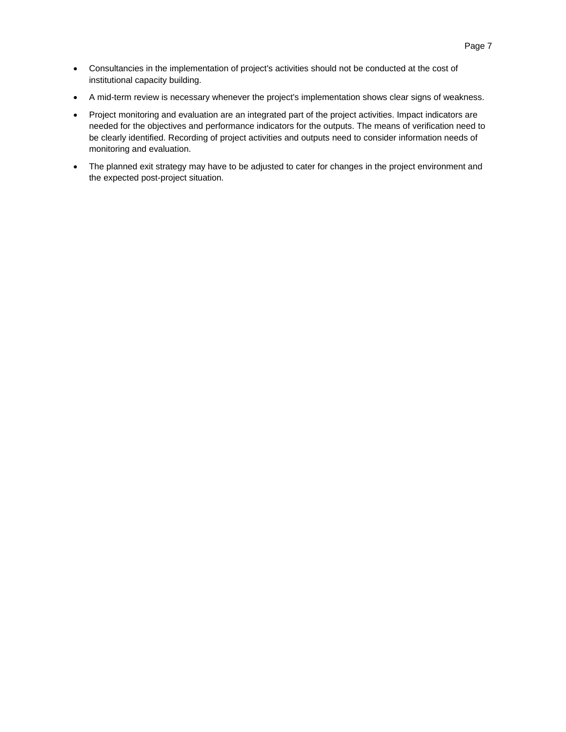- Consultancies in the implementation of project's activities should not be conducted at the cost of institutional capacity building.
- A mid-term review is necessary whenever the project's implementation shows clear signs of weakness.
- Project monitoring and evaluation are an integrated part of the project activities. Impact indicators are needed for the objectives and performance indicators for the outputs. The means of verification need to be clearly identified. Recording of project activities and outputs need to consider information needs of monitoring and evaluation.
- The planned exit strategy may have to be adjusted to cater for changes in the project environment and the expected post-project situation.